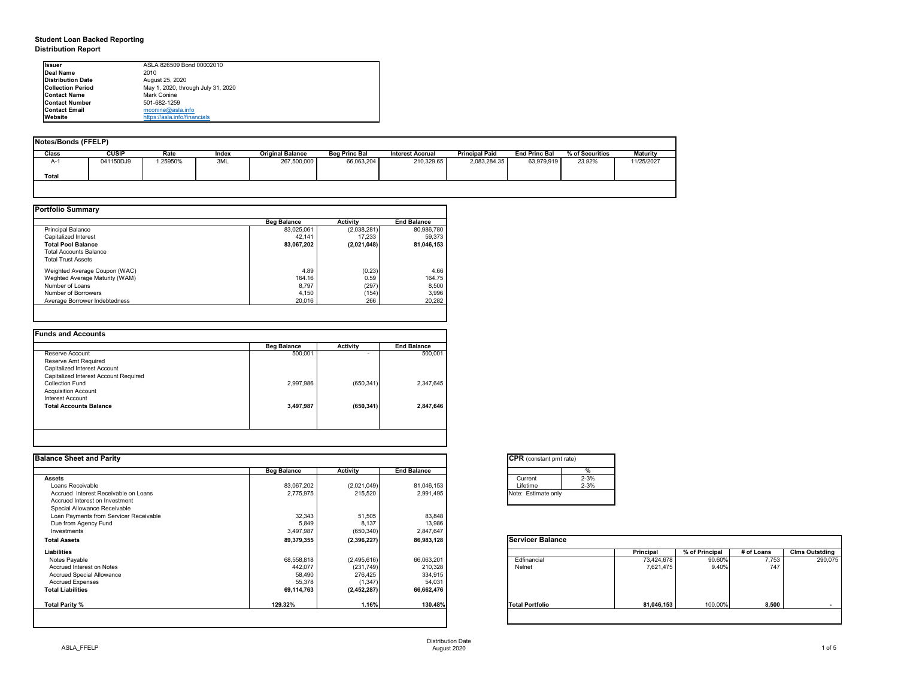# Student Loan Backed Reporting
## Distribution Report

| | |
|---|---|
| **Issuer** | ASLA 826509 Bond 00002010 |
| **Deal Name** | 2010 |
| **Distribution Date** | August 25, 2020 |
| **Collection Period** | May 1, 2020, through July 31, 2020 |
| **Contact Name** | Mark Conine |
| **Contact Number** | 501-682-1259 |
| **Contact Email** | mconine@asla.info |
| **Website** | https://asla.info/financials |

### Notes/Bonds (FFELP)

| Class | CUSIP | Rate | Index | Original Balance | Beg Princ Bal | Interest Accrual | Principal Paid | End Princ Bal | % of Securities | Maturity |
|---|---|---|---|---|---|---|---|---|---|---|
| A-1 | 041150DJ9 | 1.25950% | 3ML | 267,500,000 | 66,063,204 | 210,329.65 | 2,083,284.35 | 63,979,919 | 23.92% | 11/25/2027 |
| **Total** | | | | | | | | | | |

### Portfolio Summary

| | Beg Balance | Activity | End Balance |
|---|---|---|---|
| Principal Balance | 83,025,061 | (2,038,281) | 80,986,780 |
| Capitalized Interest | 42,141 | 17,233 | 59,373 |
| **Total Pool Balance** | **83,067,202** | **(2,021,048)** | **81,046,153** |
| Total Accounts Balance | | | |
| Total Trust Assets | | | |
| Weighted Average Coupon (WAC) | 4.89 | (0.23) | 4.66 |
| Weghted Average Maturity (WAM) | 164.16 | 0.59 | 164.75 |
| Number of Loans | 8,797 | (297) | 8,500 |
| Number of Borrowers | 4,150 | (154) | 3,996 |
| Average Borrower Indebtedness | 20,016 | 266 | 20,282 |

### Funds and Accounts

| | Beg Balance | Activity | End Balance |
|---|---|---|---|
| Reserve Account | 500,001 | - | 500,001 |
| Reserve Amt Required | | | |
| Capitalized Interest Account | | | |
| Capitalized Interest Account Required | | | |
| Collection Fund | 2,997,986 | (650,341) | 2,347,645 |
| Acquisition Account | | | |
| Interest Account | | | |
| **Total Accounts Balance** | **3,497,987** | **(650,341)** | **2,847,646** |

### Balance Sheet and Parity

| | Beg Balance | Activity | End Balance |
|---|---|---|---|
| **Assets** | | | |
| Loans Receivable | 83,067,202 | (2,021,049) | 81,046,153 |
| Accrued Interest Receivable on Loans | 2,775,975 | 215,520 | 2,991,495 |
| Accrued Interest on Investment | | | |
| Special Allowance Receivable | | | |
| Loan Payments from Servicer Receivable | 32,343 | 51,505 | 83,848 |
| Due from Agency Fund | 5,849 | 8,137 | 13,986 |
| Investments | 3,497,987 | (650,340) | 2,847,647 |
| **Total Assets** | **89,379,355** | **(2,396,227)** | **86,983,128** |
| **Liabilities** | | | |
| Notes Payable | 68,558,818 | (2,495,616) | 66,063,201 |
| Accrued Interest on Notes | 442,077 | (231,749) | 210,328 |
| Accrued Special Allowance | 58,490 | 276,425 | 334,915 |
| Accrued Expenses | 55,378 | (1,347) | 54,031 |
| **Total Liabilities** | **69,114,763** | **(2,452,287)** | **66,662,476** |
| **Total Parity %** | **129.32%** | **1.16%** | **130.48%** |

### CPR (constant pmt rate)

| | % |
|---|---|
| Current | 2-3% |
| Lifetime | 2-3% |

Note: Estimate only

### Servicer Balance

| | Principal | % of Principal | # of Loans | Clms Outstding |
|---|---|---|---|---|
| Edfinancial | 73,424,678 | 90.60% | 7,753 | 290,075 |
| Nelnet | 7,621,475 | 9.40% | 747 | |
| **Total Portfolio** | **81,046,153** | 100.00% | **8,500** | **-** |

ASLA_FFELP

Distribution Date
August 2020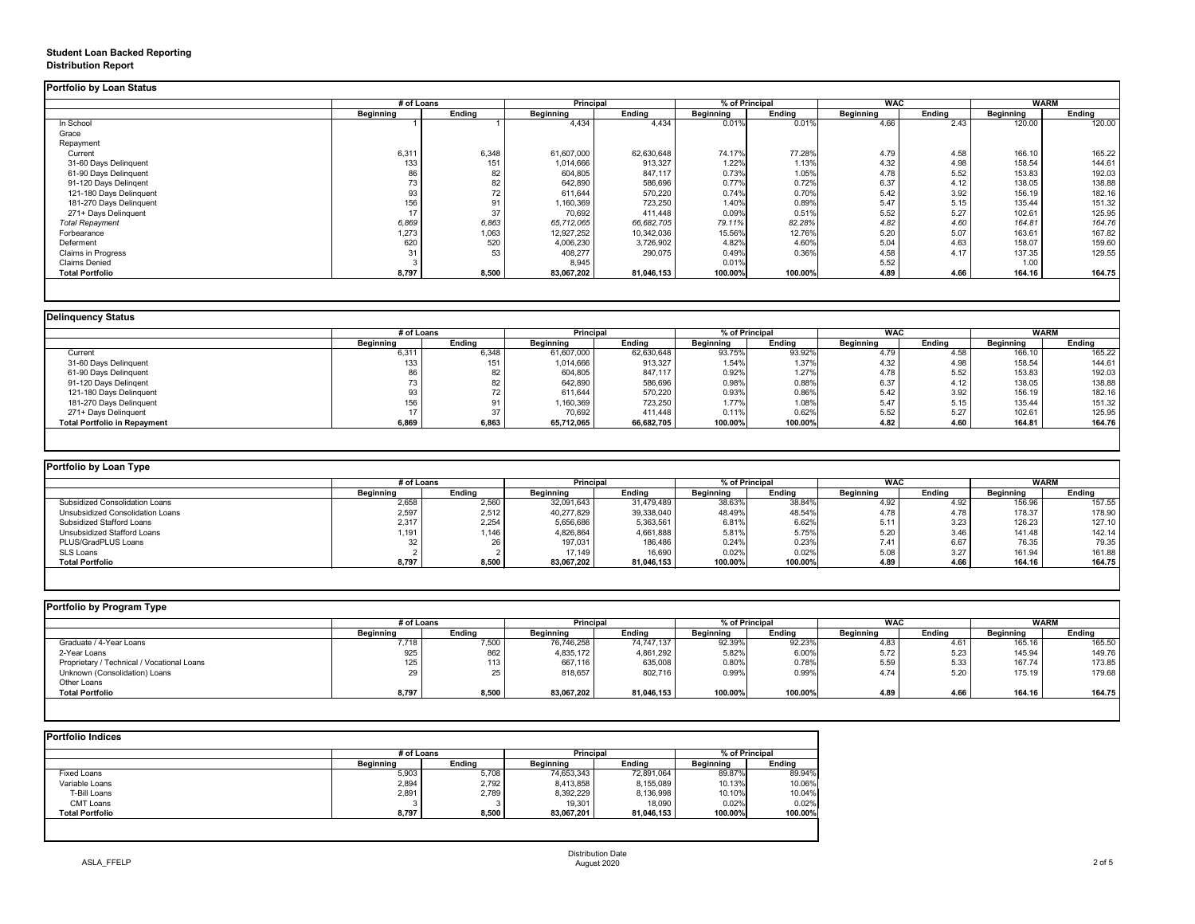**Student Loan Backed Reporting**
**Distribution Report**

### Portfolio by Loan Status

| | # of Loans | | Principal | | % of Principal | | WAC | | WARM | |
|---|---|---|---|---|---|---|---|---|---|---|
| | Beginning | Ending | Beginning | Ending | Beginning | Ending | Beginning | Ending | Beginning | Ending |
| In School | 1 | 1 | 4,434 | 4,434 | 0.01% | 0.01% | 4.66 | 2.43 | 120.00 | 120.00 |
| Grace | | | | | | | | | | |
| Repayment | | | | | | | | | | |
| Current | 6,311 | 6,348 | 61,607,000 | 62,630,648 | 74.17% | 77.28% | 4.79 | 4.58 | 166.10 | 165.22 |
| 31-60 Days Delinquent | 133 | 151 | 1,014,666 | 913,327 | 1.22% | 1.13% | 4.32 | 4.98 | 158.54 | 144.61 |
| 61-90 Days Delinquent | 86 | 82 | 604,805 | 847,117 | 0.73% | 1.05% | 4.78 | 5.52 | 153.83 | 192.03 |
| 91-120 Days Delingent | 73 | 82 | 642,890 | 586,696 | 0.77% | 0.72% | 6.37 | 4.12 | 138.05 | 138.88 |
| 121-180 Days Delinquent | 93 | 72 | 611,644 | 570,220 | 0.74% | 0.70% | 5.42 | 3.92 | 156.19 | 182.16 |
| 181-270 Days Delinquent | 156 | 91 | 1,160,369 | 723,250 | 1.40% | 0.89% | 5.47 | 5.15 | 135.44 | 151.32 |
| 271+ Days Delinquent | 17 | 37 | 70,692 | 411,448 | 0.09% | 0.51% | 5.52 | 5.27 | 102.61 | 125.95 |
| *Total Repayment* | *6,869* | *6,863* | *65,712,065* | *66,682,705* | *79.11%* | *82.28%* | *4.82* | *4.60* | *164.81* | *164.76* |
| Forbearance | 1,273 | 1,063 | 12,927,252 | 10,342,036 | 15.56% | 12.76% | 5.20 | 5.07 | 163.61 | 167.82 |
| Deferment | 620 | 520 | 4,006,230 | 3,726,902 | 4.82% | 4.60% | 5.04 | 4.63 | 158.07 | 159.60 |
| Claims in Progress | 31 | 53 | 408,277 | 290,075 | 0.49% | 0.36% | 4.58 | 4.17 | 137.35 | 129.55 |
| Claims Denied | 3 | | 8,945 | | 0.01% | | 5.52 | | 1.00 | |
| **Total Portfolio** | **8,797** | **8,500** | **83,067,202** | **81,046,153** | **100.00%** | **100.00%** | **4.89** | **4.66** | **164.16** | **164.75** |

### Delinquency Status

| | # of Loans | | Principal | | % of Principal | | WAC | | WARM | |
|---|---|---|---|---|---|---|---|---|---|---|
| | Beginning | Ending | Beginning | Ending | Beginning | Ending | Beginning | Ending | Beginning | Ending |
| Current | 6,311 | 6,348 | 61,607,000 | 62,630,648 | 93.75% | 93.92% | 4.79 | 4.58 | 166.10 | 165.22 |
| 31-60 Days Delinquent | 133 | 151 | 1,014,666 | 913,327 | 1.54% | 1.37% | 4.32 | 4.98 | 158.54 | 144.61 |
| 61-90 Days Delinquent | 86 | 82 | 604,805 | 847,117 | 0.92% | 1.27% | 4.78 | 5.52 | 153.83 | 192.03 |
| 91-120 Days Delingent | 73 | 82 | 642,890 | 586,696 | 0.98% | 0.88% | 6.37 | 4.12 | 138.05 | 138.88 |
| 121-180 Days Delinquent | 93 | 72 | 611,644 | 570,220 | 0.93% | 0.86% | 5.42 | 3.92 | 156.19 | 182.16 |
| 181-270 Days Delinquent | 156 | 91 | 1,160,369 | 723,250 | 1.77% | 1.08% | 5.47 | 5.15 | 135.44 | 151.32 |
| 271+ Days Delinquent | 17 | 37 | 70,692 | 411,448 | 0.11% | 0.62% | 5.52 | 5.27 | 102.61 | 125.95 |
| **Total Portfolio in Repayment** | **6,869** | **6,863** | **65,712,065** | **66,682,705** | **100.00%** | **100.00%** | **4.82** | **4.60** | **164.81** | **164.76** |

### Portfolio by Loan Type

| | # of Loans | | Principal | | % of Principal | | WAC | | WARM | |
|---|---|---|---|---|---|---|---|---|---|---|
| | Beginning | Ending | Beginning | Ending | Beginning | Ending | Beginning | Ending | Beginning | Ending |
| Subsidized Consolidation Loans | 2,658 | 2,560 | 32,091,643 | 31,479,489 | 38.63% | 38.84% | 4.92 | 4.92 | 156.96 | 157.55 |
| Unsubsidized Consolidation Loans | 2,597 | 2,512 | 40,277,829 | 39,338,040 | 48.49% | 48.54% | 4.78 | 4.78 | 178.37 | 178.90 |
| Subsidized Stafford Loans | 2,317 | 2,254 | 5,656,686 | 5,363,561 | 6.81% | 6.62% | 5.11 | 3.23 | 126.23 | 127.10 |
| Unsubsidized Stafford Loans | 1,191 | 1,146 | 4,826,864 | 4,661,888 | 5.81% | 5.75% | 5.20 | 3.46 | 141.48 | 142.14 |
| PLUS/GradPLUS Loans | 32 | 26 | 197,031 | 186,486 | 0.24% | 0.23% | 7.41 | 6.67 | 76.35 | 79.35 |
| SLS Loans | 2 | 2 | 17,149 | 16,690 | 0.02% | 0.02% | 5.08 | 3.27 | 161.94 | 161.88 |
| **Total Portfolio** | **8,797** | **8,500** | **83,067,202** | **81,046,153** | **100.00%** | **100.00%** | **4.89** | **4.66** | **164.16** | **164.75** |

### Portfolio by Program Type

| | # of Loans | | Principal | | % of Principal | | WAC | | WARM | |
|---|---|---|---|---|---|---|---|---|---|---|
| | Beginning | Ending | Beginning | Ending | Beginning | Ending | Beginning | Ending | Beginning | Ending |
| Graduate / 4-Year Loans | 7,718 | 7,500 | 76,746,258 | 74,747,137 | 92.39% | 92.23% | 4.83 | 4.61 | 165.16 | 165.50 |
| 2-Year Loans | 925 | 862 | 4,835,172 | 4,861,292 | 5.82% | 6.00% | 5.72 | 5.23 | 145.94 | 149.76 |
| Proprietary / Technical / Vocational Loans | 125 | 113 | 667,116 | 635,008 | 0.80% | 0.78% | 5.59 | 5.33 | 167.74 | 173.85 |
| Unknown (Consolidation) Loans | 29 | 25 | 818,657 | 802,716 | 0.99% | 0.99% | 4.74 | 5.20 | 175.19 | 179.68 |
| Other Loans | | | | | | | | | | |
| **Total Portfolio** | **8,797** | **8,500** | **83,067,202** | **81,046,153** | **100.00%** | **100.00%** | **4.89** | **4.66** | **164.16** | **164.75** |

### Portfolio Indices

| | # of Loans | | Principal | | % of Principal | |
|---|---|---|---|---|---|---|
| | Beginning | Ending | Beginning | Ending | Beginning | Ending |
| Fixed Loans | 5,903 | 5,708 | 74,653,343 | 72,891,064 | 89.87% | 89.94% |
| Variable Loans | 2,894 | 2,792 | 8,413,858 | 8,155,089 | 10.13% | 10.06% |
| T-Bill Loans | 2,891 | 2,789 | 8,392,229 | 8,136,998 | 10.10% | 10.04% |
| CMT Loans | 3 | 3 | 19,301 | 18,090 | 0.02% | 0.02% |
| **Total Portfolio** | **8,797** | **8,500** | **83,067,201** | **81,046,153** | **100.00%** | **100.00%** |

Distribution Date
August 2020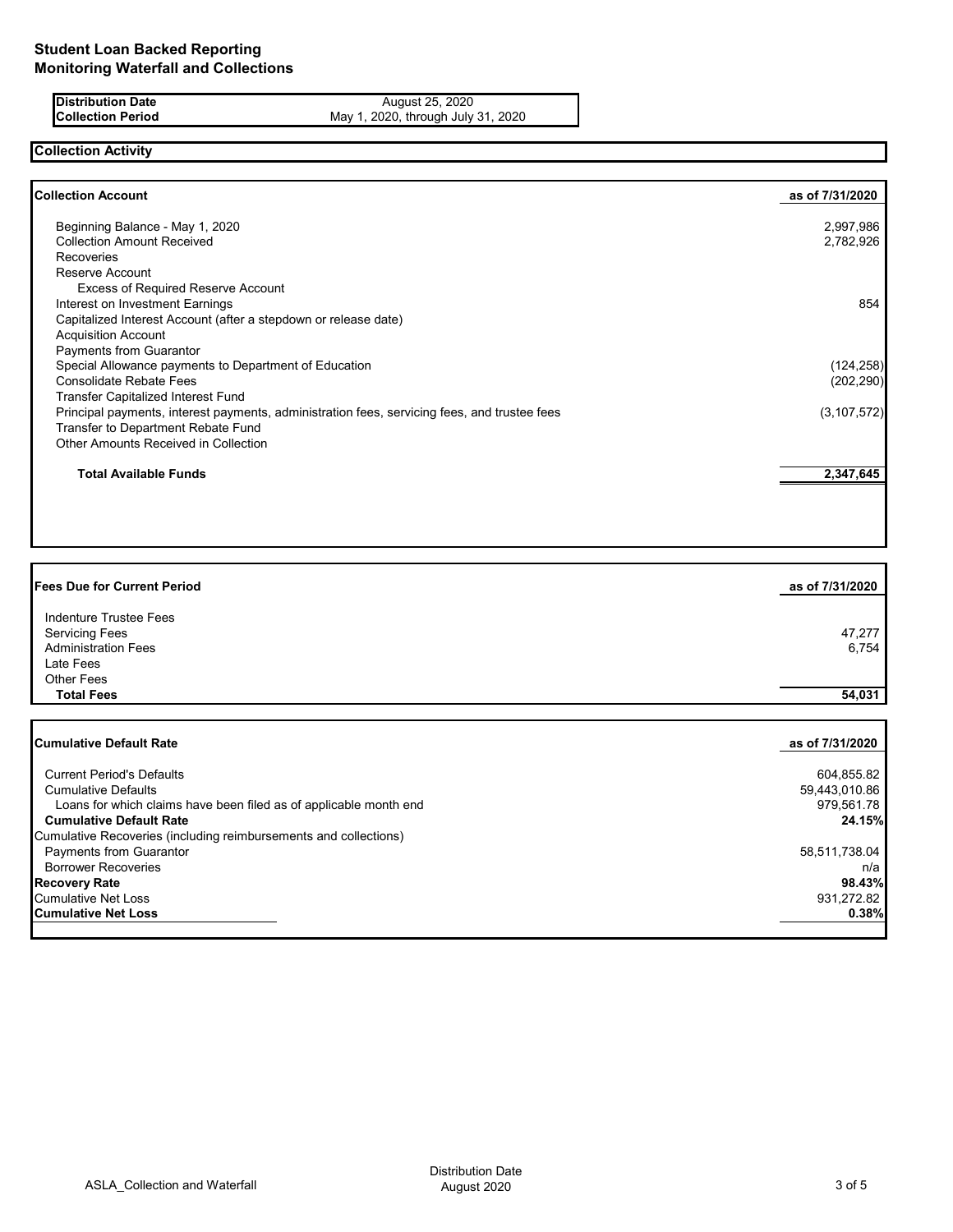# Student Loan Backed Reporting
## Monitoring Waterfall and Collections

| | |
|---|---|
| **Distribution Date** | August 25, 2020 |
| **Collection Period** | May 1, 2020, through July 31, 2020 |

### Collection Activity

| **Collection Account** | **as of 7/31/2020** |
|---|---|
| Beginning Balance - May 1, 2020 | 2,997,986 |
| Collection Amount Received | 2,782,926 |
| Recoveries | |
| Reserve Account | |
| Excess of Required Reserve Account | |
| Interest on Investment Earnings | 854 |
| Capitalized Interest Account (after a stepdown or release date) | |
| Acquisition Account | |
| Payments from Guarantor | |
| Special Allowance payments to Department of Education | (124,258) |
| Consolidate Rebate Fees | (202,290) |
| Transfer Capitalized Interest Fund | |
| Principal payments, interest payments, administration fees, servicing fees, and trustee fees | (3,107,572) |
| Transfer to Department Rebate Fund | |
| Other Amounts Received in Collection | |
| **Total Available Funds** | **2,347,645** |

| **Fees Due for Current Period** | **as of 7/31/2020** |
|---|---|
| Indenture Trustee Fees | |
| Servicing Fees | 47,277 |
| Administration Fees | 6,754 |
| Late Fees | |
| Other Fees | |
| **Total Fees** | **54,031** |

| **Cumulative Default Rate** | **as of 7/31/2020** |
|---|---|
| Current Period's Defaults | 604,855.82 |
| Cumulative Defaults | 59,443,010.86 |
| Loans for which claims have been filed as of applicable month end | 979,561.78 |
| **Cumulative Default Rate** | **24.15%** |
| Cumulative Recoveries (including reimbursements and collections) | |
| Payments from Guarantor | 58,511,738.04 |
| Borrower Recoveries | n/a |
| **Recovery Rate** | **98.43%** |
| Cumulative Net Loss | 931,272.82 |
| **Cumulative Net Loss** | **0.38%** |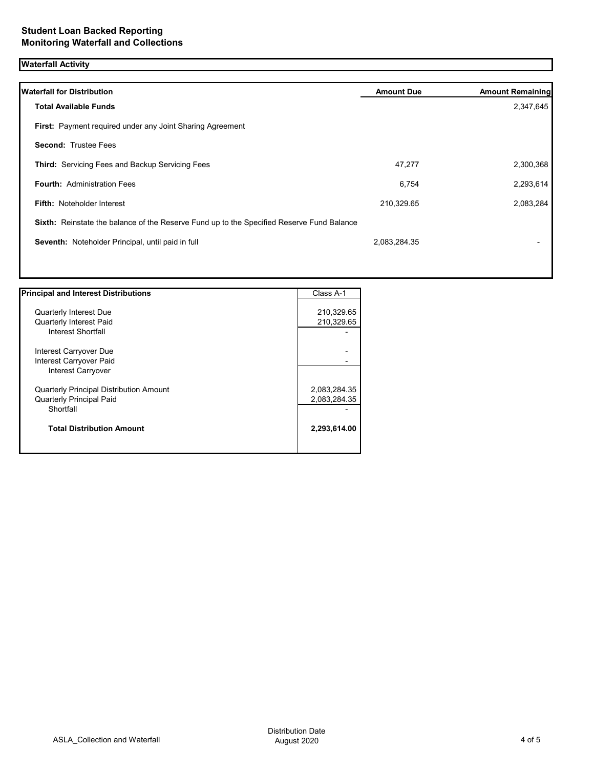## Student Loan Backed Reporting
## Monitoring Waterfall and Collections

### Waterfall Activity

| Waterfall for Distribution | Amount Due | Amount Remaining |
|---|---|---|
| **Total Available Funds** | | 2,347,645 |
| **First:** Payment required under any Joint Sharing Agreement | | |
| **Second:** Trustee Fees | | |
| **Third:** Servicing Fees and Backup Servicing Fees | 47,277 | 2,300,368 |
| **Fourth:** Administration Fees | 6,754 | 2,293,614 |
| **Fifth:** Noteholder Interest | 210,329.65 | 2,083,284 |
| **Sixth:** Reinstate the balance of the Reserve Fund up to the Specified Reserve Fund Balance | | |
| **Seventh:** Noteholder Principal, until paid in full | 2,083,284.35 | - |

| Principal and Interest Distributions | Class A-1 |
|---|---|
| Quarterly Interest Due | 210,329.65 |
| Quarterly Interest Paid | 210,329.65 |
| Interest Shortfall | - |
| Interest Carryover Due | - |
| Interest Carryover Paid | - |
| Interest Carryover | |
| Quarterly Principal Distribution Amount | 2,083,284.35 |
| Quarterly Principal Paid | 2,083,284.35 |
| Shortfall | - |
| **Total Distribution Amount** | **2,293,614.00** |

ASLA_Collection and Waterfall

Distribution Date
August 2020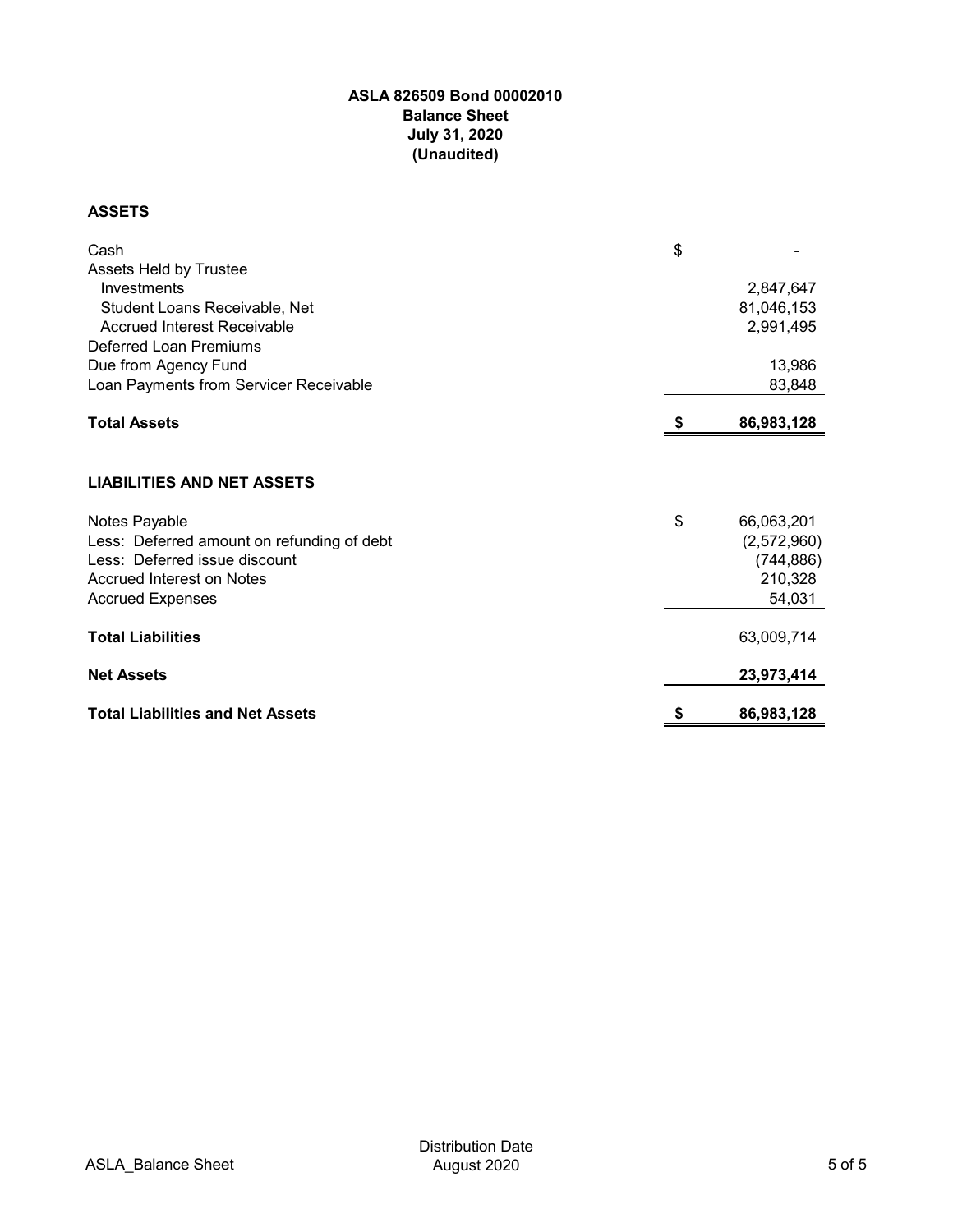**ASLA 826509 Bond 00002010**
**Balance Sheet**
**July 31, 2020**
**(Unaudited)**

**ASSETS**

| | | |
|---|---|---|
| Cash | $ | - |
| Assets Held by Trustee | | |
| Investments | | 2,847,647 |
| Student Loans Receivable, Net | | 81,046,153 |
| Accrued Interest Receivable | | 2,991,495 |
| Deferred Loan Premiums | | |
| Due from Agency Fund | | 13,986 |
| Loan Payments from Servicer Receivable | | 83,848 |
| **Total Assets** | **$** | **86,983,128** |

**LIABILITIES AND NET ASSETS**

| | | |
|---|---|---|
| Notes Payable | $ | 66,063,201 |
| Less: Deferred amount on refunding of debt | | (2,572,960) |
| Less: Deferred issue discount | | (744,886) |
| Accrued Interest on Notes | | 210,328 |
| Accrued Expenses | | 54,031 |
| **Total Liabilities** | | 63,009,714 |
| **Net Assets** | | **23,973,414** |
| **Total Liabilities and Net Assets** | **$** | **86,983,128** |

ASLA_Balance Sheet

Distribution Date
August 2020